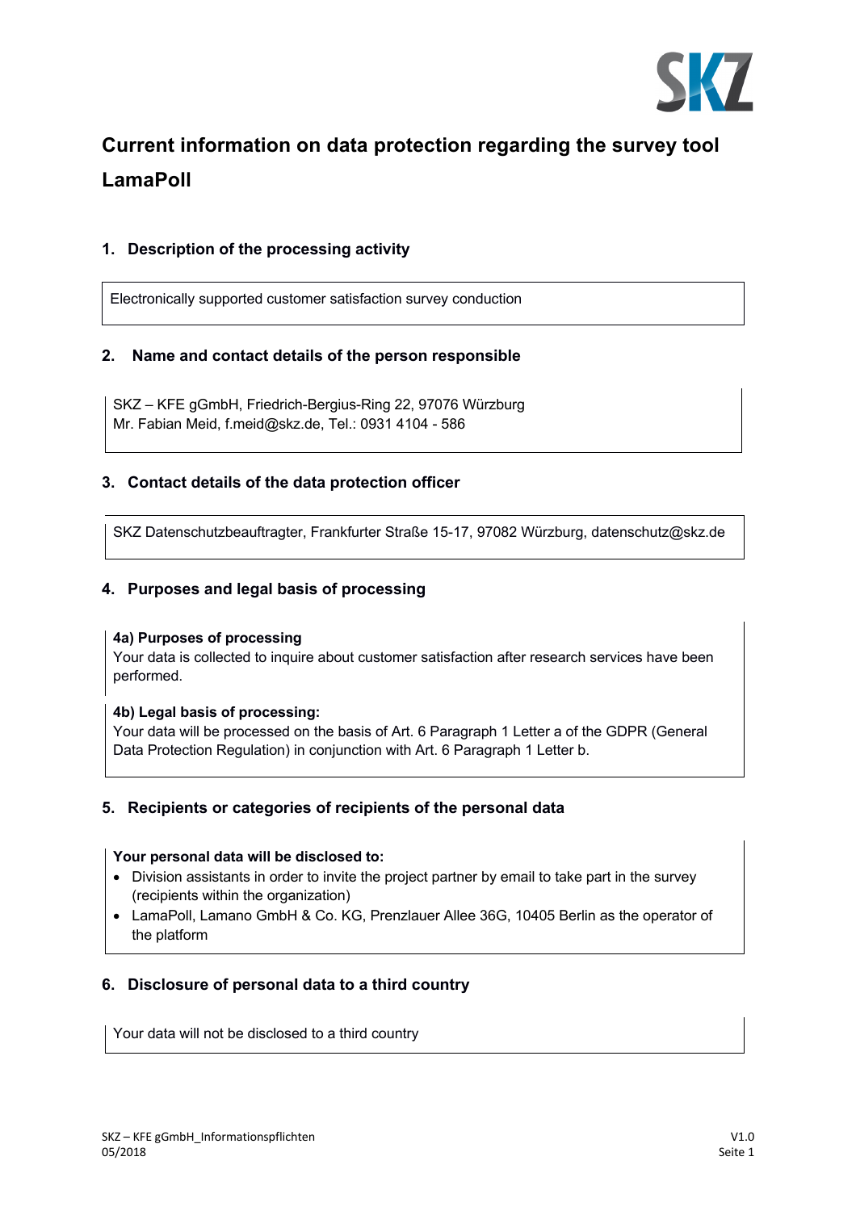# Current information on data protection regarding the survey tool LamaPoll

## 1. Description of the processing activity

Electronically supported customer satisfaction survey conduction

## 2. Name and contact details of the person responsible

SKZ – KFE gGmbH, Friedrich-Bergius-Ring 22, 97076 Würzburg
Mr. Fabian Meid, f.meid@skz.de, Tel.: 0931 4104 - 586

## 3. Contact details of the data protection officer

SKZ Datenschutzbeauftragter, Frankfurter Straße 15-17, 97082 Würzburg, datenschutz@skz.de

## 4. Purposes and legal basis of processing

**4a) Purposes of processing**
Your data is collected to inquire about customer satisfaction after research services have been performed.

**4b) Legal basis of processing:**
Your data will be processed on the basis of Art. 6 Paragraph 1 Letter a of the GDPR (General Data Protection Regulation) in conjunction with Art. 6 Paragraph 1 Letter b.

## 5. Recipients or categories of recipients of the personal data

**Your personal data will be disclosed to:**

- Division assistants in order to invite the project partner by email to take part in the survey (recipients within the organization)
- LamaPoll, Lamano GmbH & Co. KG, Prenzlauer Allee 36G, 10405 Berlin as the operator of the platform

## 6. Disclosure of personal data to a third country

Your data will not be disclosed to a third country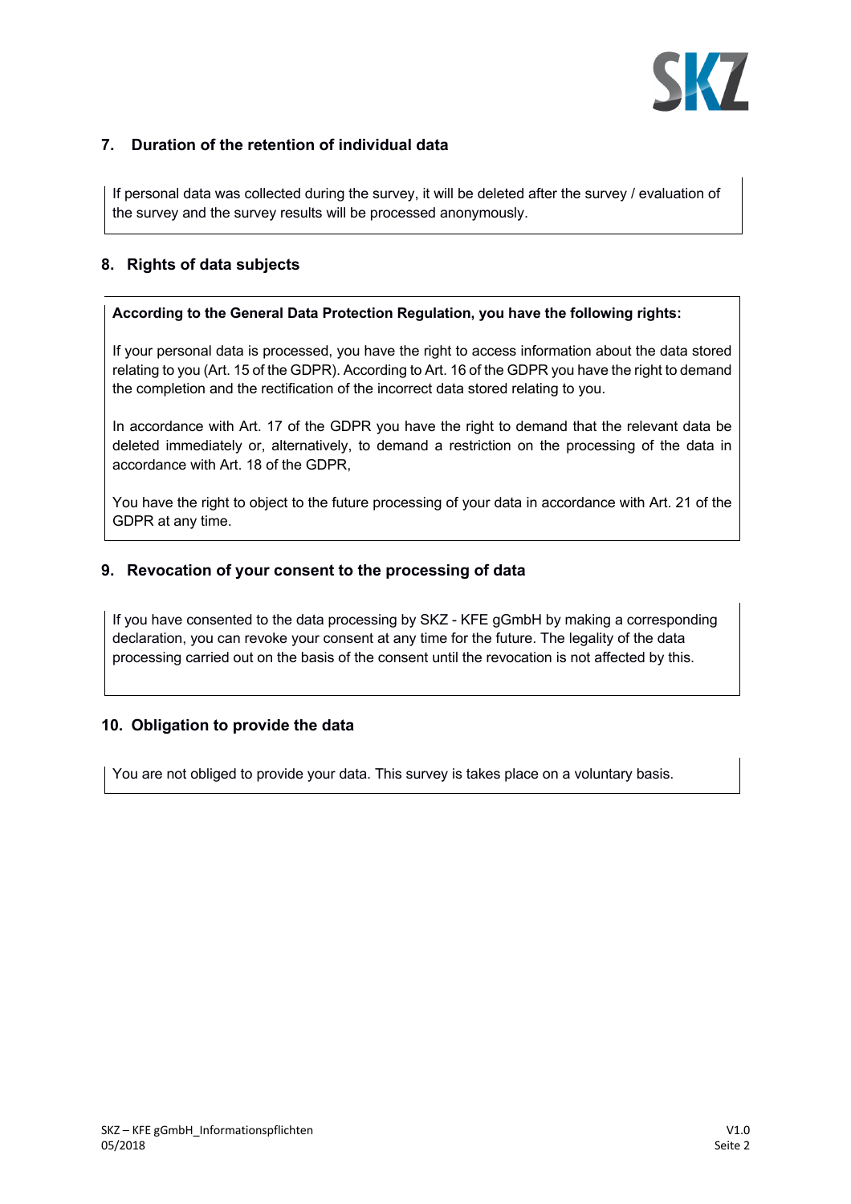## 7. Duration of the retention of individual data

If personal data was collected during the survey, it will be deleted after the survey / evaluation of the survey and the survey results will be processed anonymously.

## 8. Rights of data subjects

**According to the General Data Protection Regulation, you have the following rights:**

If your personal data is processed, you have the right to access information about the data stored relating to you (Art. 15 of the GDPR). According to Art. 16 of the GDPR you have the right to demand the completion and the rectification of the incorrect data stored relating to you.

In accordance with Art. 17 of the GDPR you have the right to demand that the relevant data be deleted immediately or, alternatively, to demand a restriction on the processing of the data in accordance with Art. 18 of the GDPR,

You have the right to object to the future processing of your data in accordance with Art. 21 of the GDPR at any time.

## 9. Revocation of your consent to the processing of data

If you have consented to the data processing by SKZ - KFE gGmbH by making a corresponding declaration, you can revoke your consent at any time for the future. The legality of the data processing carried out on the basis of the consent until the revocation is not affected by this.

## 10. Obligation to provide the data

You are not obliged to provide your data. This survey is takes place on a voluntary basis.